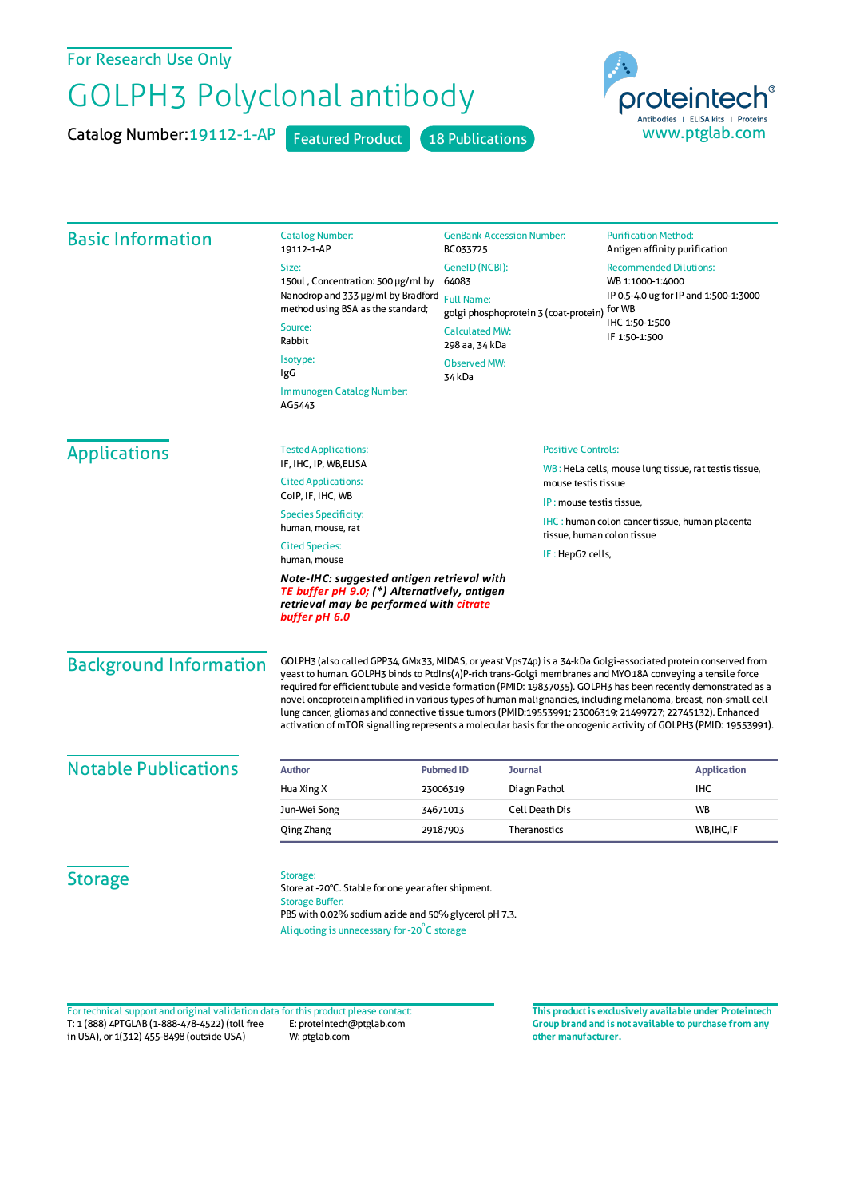For Research Use Only

# GOLPH3 Polyclonal antibody

Catalog Number: 19112-1-AP    Featured Product    18 Publications

proteintech® Antibodies | ELISA kits | Proteins
www.ptglab.com

## Basic Information

**Catalog Number:**
19112-1-AP

**Size:**
150ul , Concentration: 500 μg/ml by Nanodrop and 333 μg/ml by Bradford method using BSA as the standard;

**Source:**
Rabbit

**Isotype:**
IgG

**Immunogen Catalog Number:**
AG5443

**GenBank Accession Number:**
BC033725

**GeneID (NCBI):**
64083

**Full Name:**
golgi phosphoprotein 3 (coat-protein)

**Calculated MW:**
298 aa, 34 kDa

**Observed MW:**
34 kDa

**Purification Method:**
Antigen affinity purification

**Recommended Dilutions:**
WB 1:1000-1:4000
IP 0.5-4.0 ug for IP and 1:500-1:3000 for WB
IHC 1:50-1:500
IF 1:50-1:500

## Applications

**Tested Applications:**
IF, IHC, IP, WB,ELISA

**Cited Applications:**
CoIP, IF, IHC, WB

**Species Specificity:**
human, mouse, rat

**Cited Species:**
human, mouse

***Note-IHC: suggested antigen retrieval with TE buffer pH 9.0; (*) Alternatively, antigen retrieval may be performed with citrate buffer pH 6.0***

**Positive Controls:**

WB : HeLa cells, mouse lung tissue, rat testis tissue, mouse testis tissue

IP : mouse testis tissue,

IHC : human colon cancer tissue, human placenta tissue, human colon tissue

IF : HepG2 cells,

## Background Information

GOLPH3 (also called GPP34, GMx33, MIDAS, or yeast Vps74p) is a 34-kDa Golgi-associated protein conserved from yeast to human. GOLPH3 binds to PtdIns(4)P-rich trans-Golgi membranes and MYO18A conveying a tensile force required for efficient tubule and vesicle formation (PMID: 19837035). GOLPH3 has been recently demonstrated as a novel oncoprotein amplified in various types of human malignancies, including melanoma, breast, non-small cell lung cancer, gliomas and connective tissue tumors (PMID:19553991; 23006319; 21499727; 22745132). Enhanced activation of mTOR signalling represents a molecular basis for the oncogenic activity of GOLPH3 (PMID: 19553991).

## Notable Publications

| Author | Pubmed ID | Journal | Application |
|---|---|---|---|
| Hua Xing X | 23006319 | Diagn Pathol | IHC |
| Jun-Wei Song | 34671013 | Cell Death Dis | WB |
| Qing Zhang | 29187903 | Theranostics | WB,IHC,IF |

## Storage

**Storage:**
Store at -20°C. Stable for one year after shipment.

**Storage Buffer:**
PBS with 0.02% sodium azide and 50% glycerol pH 7.3.

Aliquoting is unnecessary for -20°C storage

For technical support and original validation data for this product please contact:
T: 1 (888) 4PTGLAB (1-888-478-4522) (toll free in USA), or 1(312) 455-8498 (outside USA)
E: proteintech@ptglab.com
W: ptglab.com

**This product is exclusively available under Proteintech Group brand and is not available to purchase from any other manufacturer.**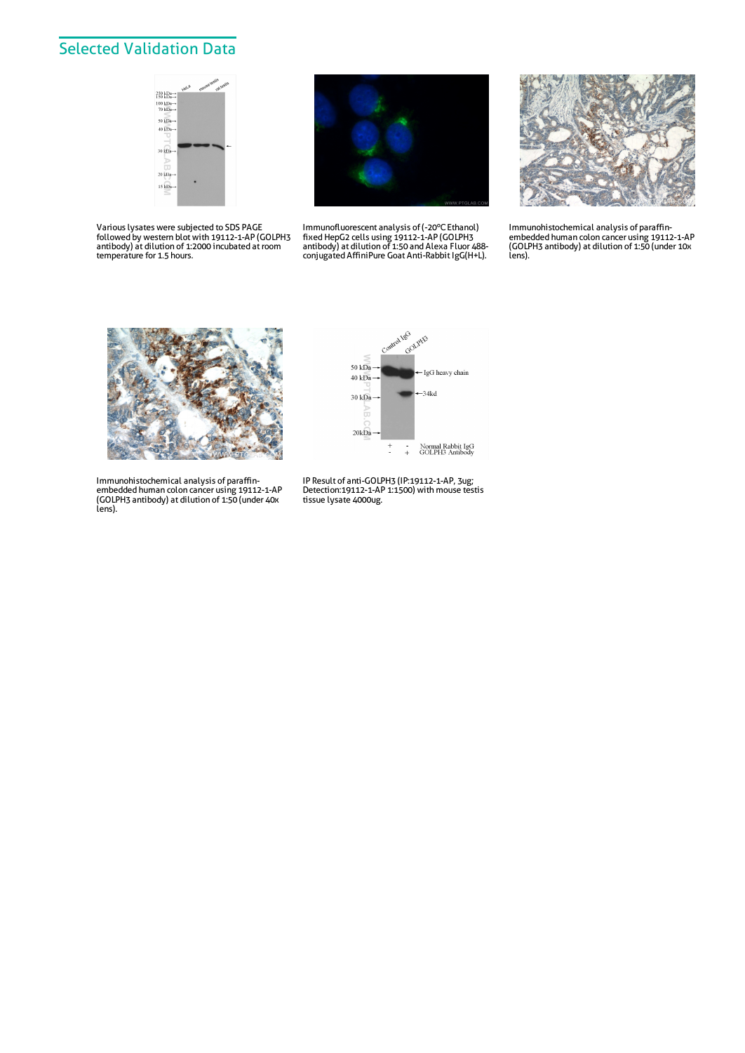## Selected Validation Data

Various lysates were subjected to SDS PAGE followed by western blot with 19112-1-AP (GOLPH3 antibody) at dilution of 1:2000 incubated at room temperature for 1.5 hours.

Immunofluorescent analysis of (-20°C Ethanol) fixed HepG2 cells using 19112-1-AP (GOLPH3 antibody) at dilution of 1:50 and Alexa Fluor 488-conjugated AffiniPure Goat Anti-Rabbit IgG(H+L).

Immunohistochemical analysis of paraffin-embedded human colon cancer using 19112-1-AP (GOLPH3 antibody) at dilution of 1:50 (under 10x lens).

Immunohistochemical analysis of paraffin-embedded human colon cancer using 19112-1-AP (GOLPH3 antibody) at dilution of 1:50 (under 40x lens).

IP Result of anti-GOLPH3 (IP:19112-1-AP, 3ug; Detection:19112-1-AP 1:1500) with mouse testis tissue lysate 4000ug.